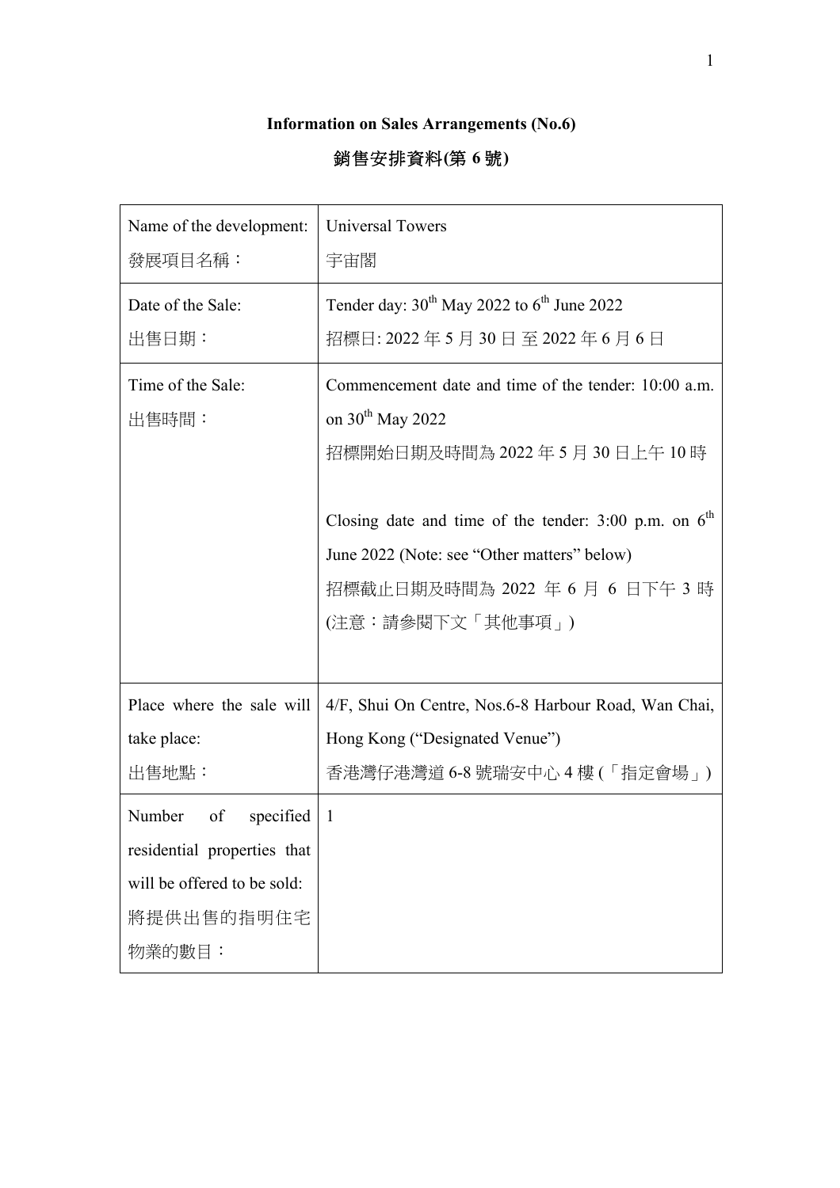**Information on Sales Arrangements (No.6)**

**銷售安排資料(第 6 號)**

| Name of the development: 發展項目名稱： | Universal Towers 宇宙閣 |
|---|---|
| Date of the Sale: 出售日期： | Tender day: 30th May 2022 to 6th June 2022 招標日: 2022 年 5 月 30 日 至 2022 年 6 月 6 日 |
| Time of the Sale: 出售時間： | Commencement date and time of the tender: 10:00 a.m. on 30th May 2022 招標開始日期及時間為 2022 年 5 月 30 日上午 10 時<br><br>Closing date and time of the tender: 3:00 p.m. on 6th June 2022 (Note: see "Other matters" below) 招標截止日期及時間為 2022 年 6 月 6 日下午 3 時 (注意：請參閱下文「其他事項」) |
| Place where the sale will take place: 出售地點： | 4/F, Shui On Centre, Nos.6-8 Harbour Road, Wan Chai, Hong Kong ("Designated Venue") 香港灣仔港灣道 6-8 號瑞安中心 4 樓 (「指定會場」) |
| Number of specified residential properties that will be offered to be sold: 將提供出售的指明住宅物業的數目： | 1 |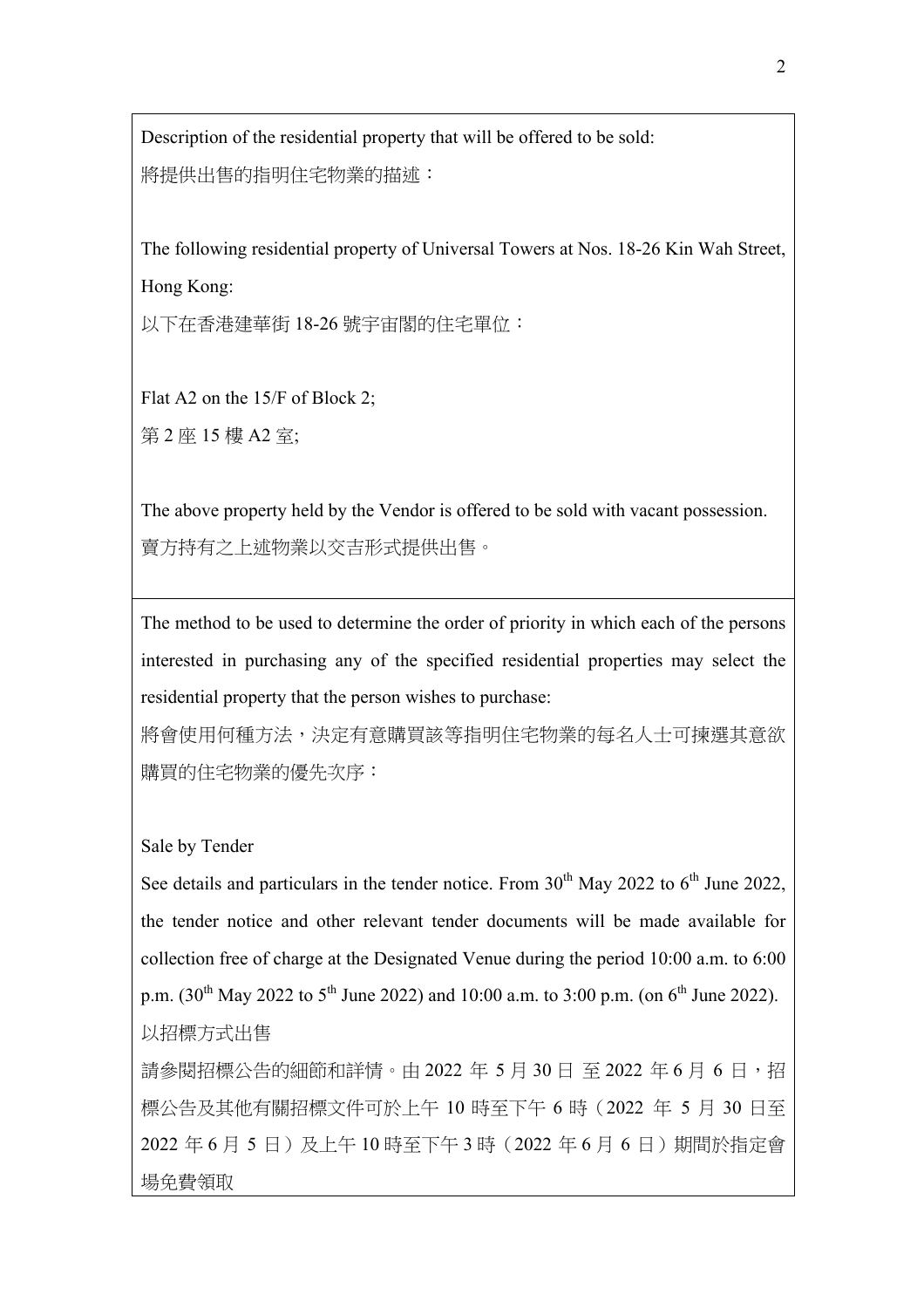Description of the residential property that will be offered to be sold:
將提供出售的指明住宅物業的描述：

The following residential property of Universal Towers at Nos. 18-26 Kin Wah Street, Hong Kong:
以下在香港建華街 18-26 號宇宙閣的住宅單位：

Flat A2 on the 15/F of Block 2;
第 2 座 15 樓 A2 室;

The above property held by the Vendor is offered to be sold with vacant possession.
賣方持有之上述物業以交吉形式提供出售。

---

The method to be used to determine the order of priority in which each of the persons interested in purchasing any of the specified residential properties may select the residential property that the person wishes to purchase:
將會使用何種方法，決定有意購買該等指明住宅物業的每名人士可揀選其意欲購買的住宅物業的優先次序：

Sale by Tender
See details and particulars in the tender notice. From 30th May 2022 to 6th June 2022, the tender notice and other relevant tender documents will be made available for collection free of charge at the Designated Venue during the period 10:00 a.m. to 6:00 p.m. (30th May 2022 to 5th June 2022) and 10:00 a.m. to 3:00 p.m. (on 6th June 2022).
以招標方式出售
請參閱招標公告的細節和詳情。由 2022 年 5 月 30 日 至 2022 年 6 月 6 日，招標公告及其他有關招標文件可於上午 10 時至下午 6 時（2022 年 5 月 30 日至 2022 年 6 月 5 日）及上午 10 時至下午 3 時（2022 年 6 月 6 日）期間於指定會場免費領取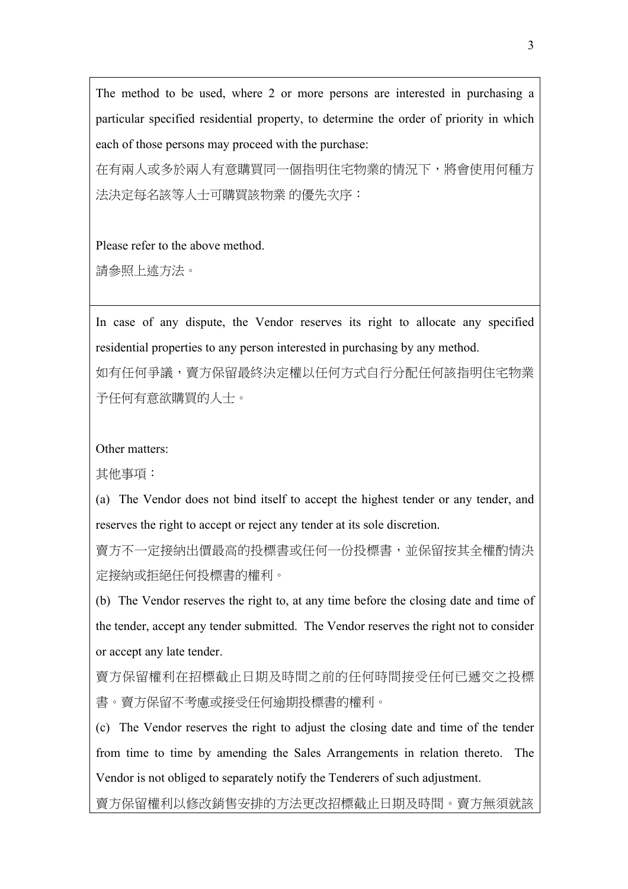The method to be used, where 2 or more persons are interested in purchasing a particular specified residential property, to determine the order of priority in which each of those persons may proceed with the purchase:

在有兩人或多於兩人有意購買同一個指明住宅物業的情況下，將會使用何種方法決定每名該等人士可購買該物業 的優先次序：

Please refer to the above method.

請參照上述方法。

---

In case of any dispute, the Vendor reserves its right to allocate any specified residential properties to any person interested in purchasing by any method.

如有任何爭議，賣方保留最終決定權以任何方式自行分配任何該指明住宅物業予任何有意欲購買的人士。

Other matters:

其他事項：

(a) The Vendor does not bind itself to accept the highest tender or any tender, and reserves the right to accept or reject any tender at its sole discretion.

賣方不一定接納出價最高的投標書或任何一份投標書，並保留按其全權酌情決定接納或拒絕任何投標書的權利。

(b) The Vendor reserves the right to, at any time before the closing date and time of the tender, accept any tender submitted. The Vendor reserves the right not to consider or accept any late tender.

賣方保留權利在招標截止日期及時間之前的任何時間接受任何已遞交之投標書。賣方保留不考慮或接受任何逾期投標書的權利。

(c) The Vendor reserves the right to adjust the closing date and time of the tender from time to time by amending the Sales Arrangements in relation thereto. The Vendor is not obliged to separately notify the Tenderers of such adjustment.

賣方保留權利以修改銷售安排的方法更改招標截止日期及時間。賣方無須就該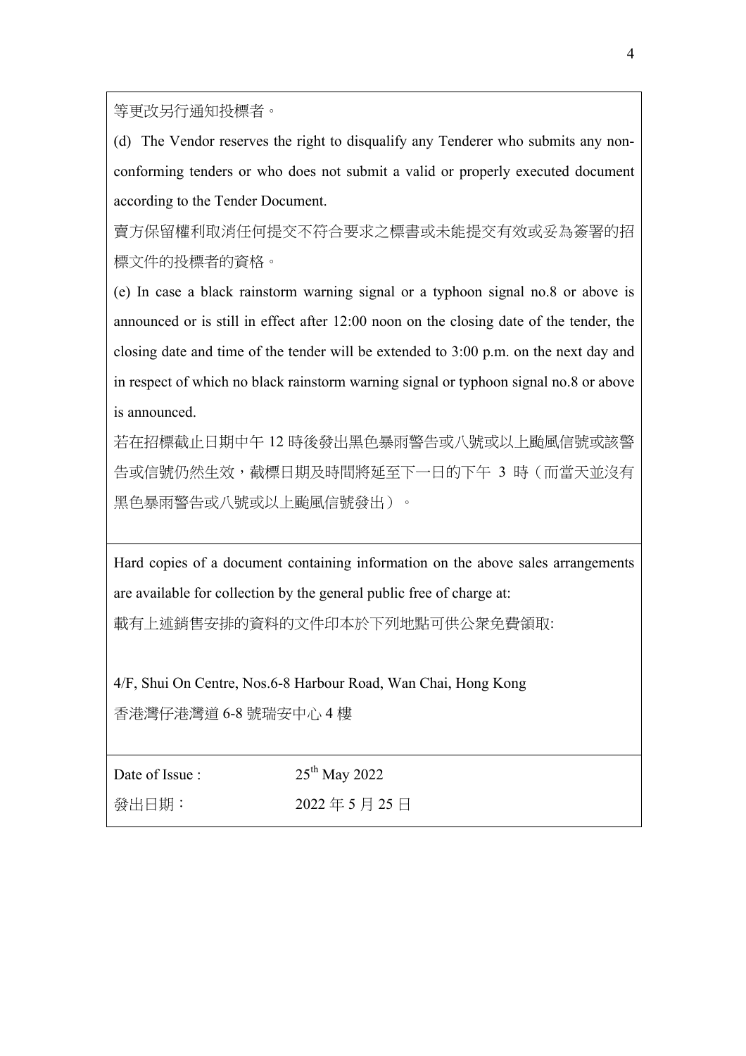等更改另行通知投標者。

(d) The Vendor reserves the right to disqualify any Tenderer who submits any non-conforming tenders or who does not submit a valid or properly executed document according to the Tender Document.

賣方保留權利取消任何提交不符合要求之標書或未能提交有效或妥為簽署的招標文件的投標者的資格。

(e) In case a black rainstorm warning signal or a typhoon signal no.8 or above is announced or is still in effect after 12:00 noon on the closing date of the tender, the closing date and time of the tender will be extended to 3:00 p.m. on the next day and in respect of which no black rainstorm warning signal or typhoon signal no.8 or above is announced.

若在招標截止日期中午 12 時後發出黑色暴雨警告或八號或以上颱風信號或該警告或信號仍然生效，截標日期及時間將延至下一日的下午 3 時（而當天並沒有黑色暴雨警告或八號或以上颱風信號發出）。

Hard copies of a document containing information on the above sales arrangements are available for collection by the general public free of charge at:

載有上述銷售安排的資料的文件印本於下列地點可供公眾免費領取:

4/F, Shui On Centre, Nos.6-8 Harbour Road, Wan Chai, Hong Kong

香港灣仔港灣道 6-8 號瑞安中心 4 樓

| | |
|---|---|
| Date of Issue : | 25th May 2022 |
| 發出日期： | 2022 年 5 月 25 日 |